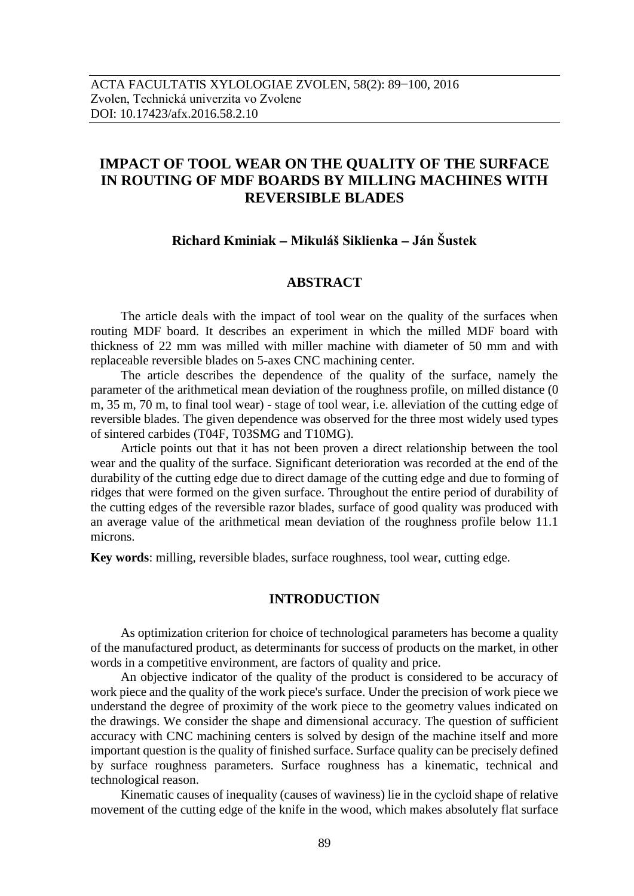ACTA FACULTATIS XYLOLOGIAE ZVOLEN, 58(2): 89−100, 2016
Zvolen, Technická univerzita vo Zvolene
DOI: 10.17423/afx.2016.58.2.10

# IMPACT OF TOOL WEAR ON THE QUALITY OF THE SURFACE IN ROUTING OF MDF BOARDS BY MILLING MACHINES WITH REVERSIBLE BLADES

**Richard Kminiak – Mikuláš Siklienka – Ján Šustek**

## ABSTRACT

The article deals with the impact of tool wear on the quality of the surfaces when routing MDF board. It describes an experiment in which the milled MDF board with thickness of 22 mm was milled with miller machine with diameter of 50 mm and with replaceable reversible blades on 5-axes CNC machining center.

The article describes the dependence of the quality of the surface, namely the parameter of the arithmetical mean deviation of the roughness profile, on milled distance (0 m, 35 m, 70 m, to final tool wear) - stage of tool wear, i.e. alleviation of the cutting edge of reversible blades. The given dependence was observed for the three most widely used types of sintered carbides (T04F, T03SMG and T10MG).

Article points out that it has not been proven a direct relationship between the tool wear and the quality of the surface. Significant deterioration was recorded at the end of the durability of the cutting edge due to direct damage of the cutting edge and due to forming of ridges that were formed on the given surface. Throughout the entire period of durability of the cutting edges of the reversible razor blades, surface of good quality was produced with an average value of the arithmetical mean deviation of the roughness profile below 11.1 microns.

**Key words**: milling, reversible blades, surface roughness, tool wear, cutting edge.

## INTRODUCTION

As optimization criterion for choice of technological parameters has become a quality of the manufactured product, as determinants for success of products on the market, in other words in a competitive environment, are factors of quality and price.

An objective indicator of the quality of the product is considered to be accuracy of work piece and the quality of the work piece's surface. Under the precision of work piece we understand the degree of proximity of the work piece to the geometry values indicated on the drawings. We consider the shape and dimensional accuracy. The question of sufficient accuracy with CNC machining centers is solved by design of the machine itself and more important question is the quality of finished surface. Surface quality can be precisely defined by surface roughness parameters. Surface roughness has a kinematic, technical and technological reason.

Kinematic causes of inequality (causes of waviness) lie in the cycloid shape of relative movement of the cutting edge of the knife in the wood, which makes absolutely flat surface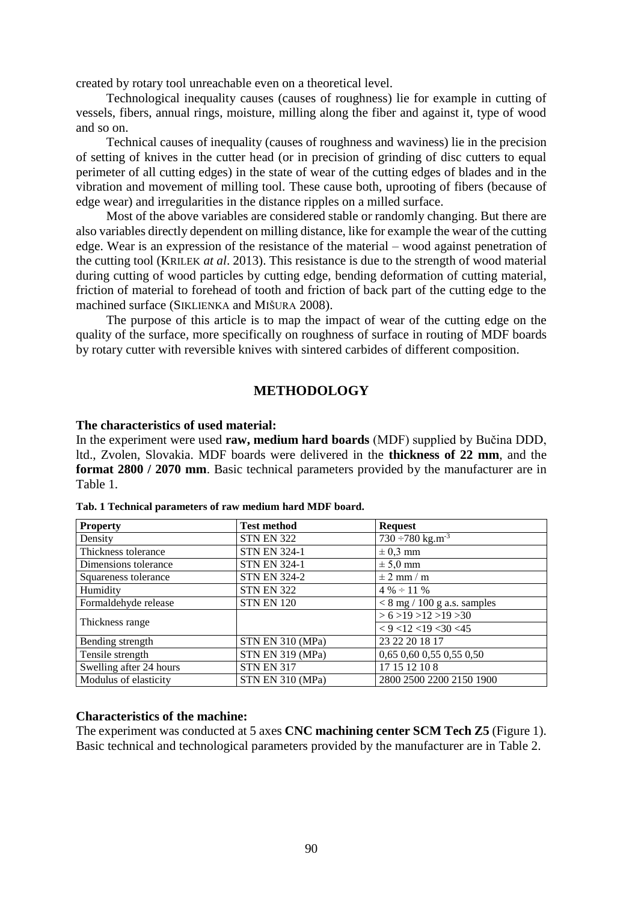created by rotary tool unreachable even on a theoretical level.

Technological inequality causes (causes of roughness) lie for example in cutting of vessels, fibers, annual rings, moisture, milling along the fiber and against it, type of wood and so on.

Technical causes of inequality (causes of roughness and waviness) lie in the precision of setting of knives in the cutter head (or in precision of grinding of disc cutters to equal perimeter of all cutting edges) in the state of wear of the cutting edges of blades and in the vibration and movement of milling tool. These cause both, uprooting of fibers (because of edge wear) and irregularities in the distance ripples on a milled surface.

Most of the above variables are considered stable or randomly changing. But there are also variables directly dependent on milling distance, like for example the wear of the cutting edge. Wear is an expression of the resistance of the material – wood against penetration of the cutting tool (KRILEK *at al*. 2013). This resistance is due to the strength of wood material during cutting of wood particles by cutting edge, bending deformation of cutting material, friction of material to forehead of tooth and friction of back part of the cutting edge to the machined surface (SIKLIENKA and MIŠURA 2008).

The purpose of this article is to map the impact of wear of the cutting edge on the quality of the surface, more specifically on roughness of surface in routing of MDF boards by rotary cutter with reversible knives with sintered carbides of different composition.

## METHODOLOGY

**The characteristics of used material:**
In the experiment were used **raw, medium hard boards** (MDF) supplied by Bučina DDD, ltd., Zvolen, Slovakia. MDF boards were delivered in the **thickness of 22 mm**, and the **format 2800 / 2070 mm**. Basic technical parameters provided by the manufacturer are in Table 1.

**Tab. 1 Technical parameters of raw medium hard MDF board.**

| Property | Test method | Request |
|---|---|---|
| Density | STN EN 322 | 730 ÷780 $kg.m^{-3}$ |
| Thickness tolerance | STN EN 324-1 | ± 0,3 mm |
| Dimensions tolerance | STN EN 324-1 | ± 5,0 mm |
| Squareness tolerance | STN EN 324-2 | ± 2 mm / m |
| Humidity | STN EN 322 | 4 % ÷ 11 % |
| Formaldehyde release | STN EN 120 | < 8 mg / 100 g a.s. samples |
| Thickness range | | > 6 >19 >12 >19 >30 |
| | | < 9 <12 <19 <30 <45 |
| Bending strength | STN EN 310 (MPa) | 23 22 20 18 17 |
| Tensile strength | STN EN 319 (MPa) | 0,65 0,60 0,55 0,55 0,50 |
| Swelling after 24 hours | STN EN 317 | 17 15 12 10 8 |
| Modulus of elasticity | STN EN 310 (MPa) | 2800 2500 2200 2150 1900 |

**Characteristics of the machine:**
The experiment was conducted at 5 axes **CNC machining center SCM Tech Z5** (Figure 1). Basic technical and technological parameters provided by the manufacturer are in Table 2.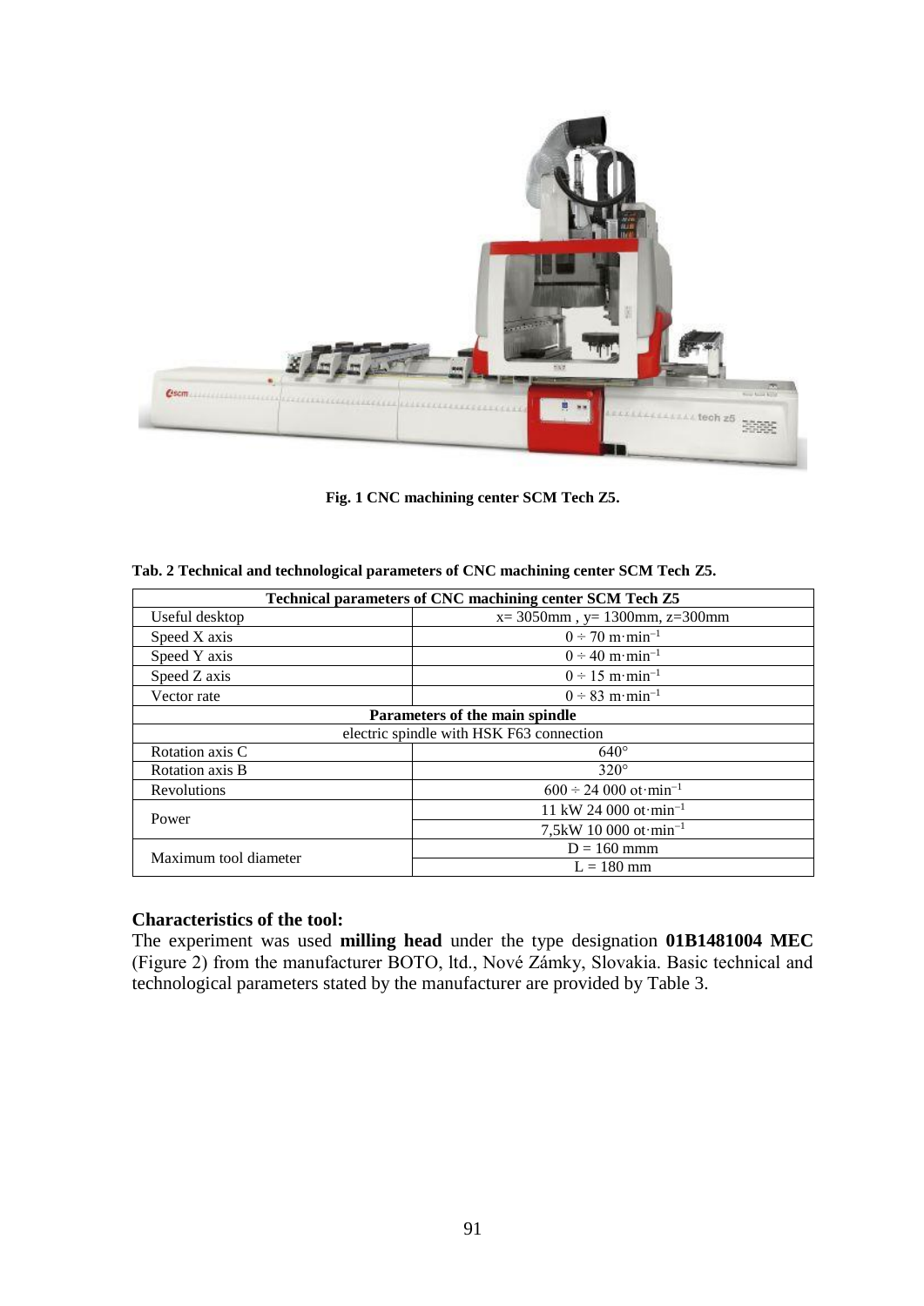Fig. 1 CNC machining center SCM Tech Z5.

Tab. 2 Technical and technological parameters of CNC machining center SCM Tech Z5.

| Technical parameters of CNC machining center SCM Tech Z5 | |
|---|---|
| Useful desktop | x= 3050mm , y= 1300mm, z=300mm |
| Speed X axis | $0 \div 70$ m·min$^{-1}$ |
| Speed Y axis | $0 \div 40$ m·min$^{-1}$ |
| Speed Z axis | $0 \div 15$ m·min$^{-1}$ |
| Vector rate | $0 \div 83$ m·min$^{-1}$ |
| **Parameters of the main spindle** | |
| electric spindle with HSK F63 connection | |
| Rotation axis C | 640° |
| Rotation axis B | 320° |
| Revolutions | $600 \div 24\,000$ ot·min$^{-1}$ |
| Power | 11 kW 24 000 ot·min$^{-1}$ |
| | 7,5kW 10 000 ot·min$^{-1}$ |
| Maximum tool diameter | D = 160 mmm |
| | L = 180 mm |

### Characteristics of the tool:

The experiment was used **milling head** under the type designation **01B1481004 MEC** (Figure 2) from the manufacturer BOTO, ltd., Nové Zámky, Slovakia. Basic technical and technological parameters stated by the manufacturer are provided by Table 3.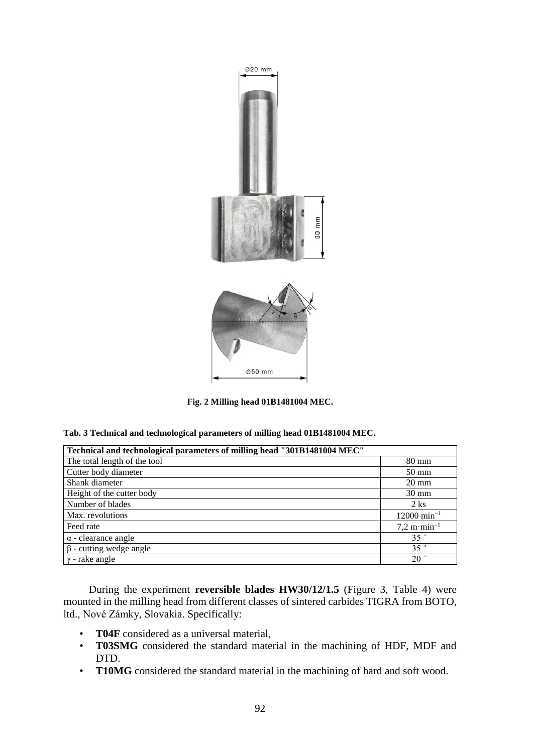**Fig. 2 Milling head 01B1481004 MEC.**

**Tab. 3 Technical and technological parameters of milling head 01B1481004 MEC.**

| Technical and technological parameters of milling head "301B1481004 MEC" | |
|---|---|
| The total length of the tool | 80 mm |
| Cutter body diameter | 50 mm |
| Shank diameter | 20 mm |
| Height of the cutter body | 30 mm |
| Number of blades | 2 ks |
| Max. revolutions | 12000 $min^{-1}$ |
| Feed rate | 7,2 $m \cdot min^{-1}$ |
| $\alpha$ - clearance angle | 35 ° |
| $\beta$ - cutting wedge angle | 35 ° |
| $\gamma$ - rake angle | 20 ° |

During the experiment **reversible blades HW30/12/1.5** (Figure 3, Table 4) were mounted in the milling head from different classes of sintered carbides TIGRA from BOTO, ltd., Nové Zámky, Slovakia. Specifically:

- **T04F** considered as a universal material,
- **T03SMG** considered the standard material in the machining of HDF, MDF and DTD.
- **T10MG** considered the standard material in the machining of hard and soft wood.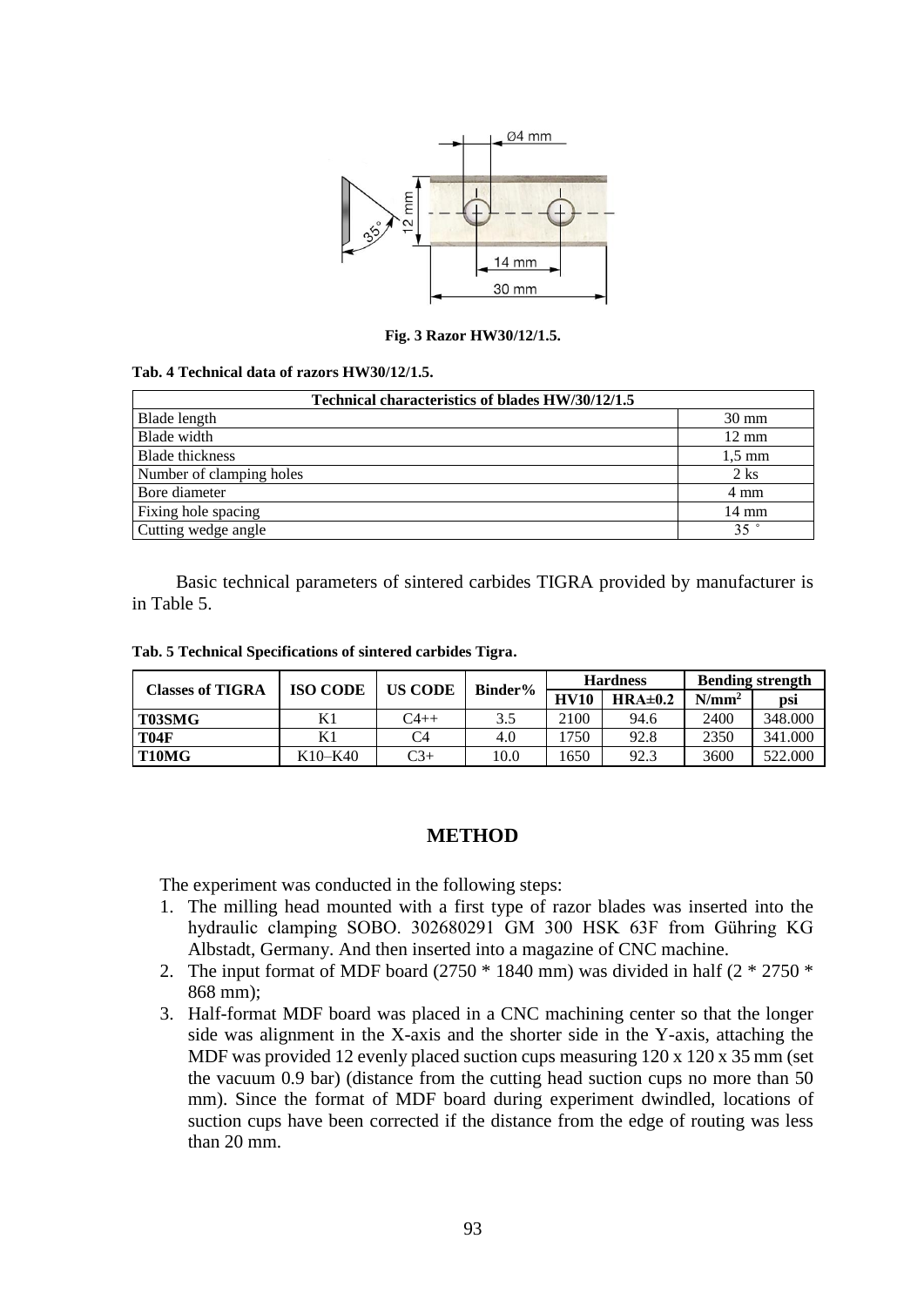Fig. 3 Razor HW30/12/1.5.

Tab. 4 Technical data of razors HW30/12/1.5.

| Technical characteristics of blades HW/30/12/1.5 | |
|---|---|
| Blade length | 30 mm |
| Blade width | 12 mm |
| Blade thickness | 1,5 mm |
| Number of clamping holes | 2 ks |
| Bore diameter | 4 mm |
| Fixing hole spacing | 14 mm |
| Cutting wedge angle | 35 ° |

Basic technical parameters of sintered carbides TIGRA provided by manufacturer is in Table 5.

Tab. 5 Technical Specifications of sintered carbides Tigra.

| Classes of TIGRA | ISO CODE | US CODE | Binder% | Hardness | | Bending strength | |
|---|---|---|---|---|---|---|---|
| | | | | HV10 | HRA±0.2 | $N/mm^2$ | psi |
| **T03SMG** | K1 | C4++ | 3.5 | 2100 | 94.6 | 2400 | 348.000 |
| **T04F** | K1 | C4 | 4.0 | 1750 | 92.8 | 2350 | 341.000 |
| **T10MG** | K10–K40 | C3+ | 10.0 | 1650 | 92.3 | 3600 | 522.000 |

## METHOD

The experiment was conducted in the following steps:

1. The milling head mounted with a first type of razor blades was inserted into the hydraulic clamping SOBO. 302680291 GM 300 HSK 63F from Gühring KG Albstadt, Germany. And then inserted into a magazine of CNC machine.
2. The input format of MDF board (2750 * 1840 mm) was divided in half (2 * 2750 * 868 mm);
3. Half-format MDF board was placed in a CNC machining center so that the longer side was alignment in the X-axis and the shorter side in the Y-axis, attaching the MDF was provided 12 evenly placed suction cups measuring 120 x 120 x 35 mm (set the vacuum 0.9 bar) (distance from the cutting head suction cups no more than 50 mm). Since the format of MDF board during experiment dwindled, locations of suction cups have been corrected if the distance from the edge of routing was less than 20 mm.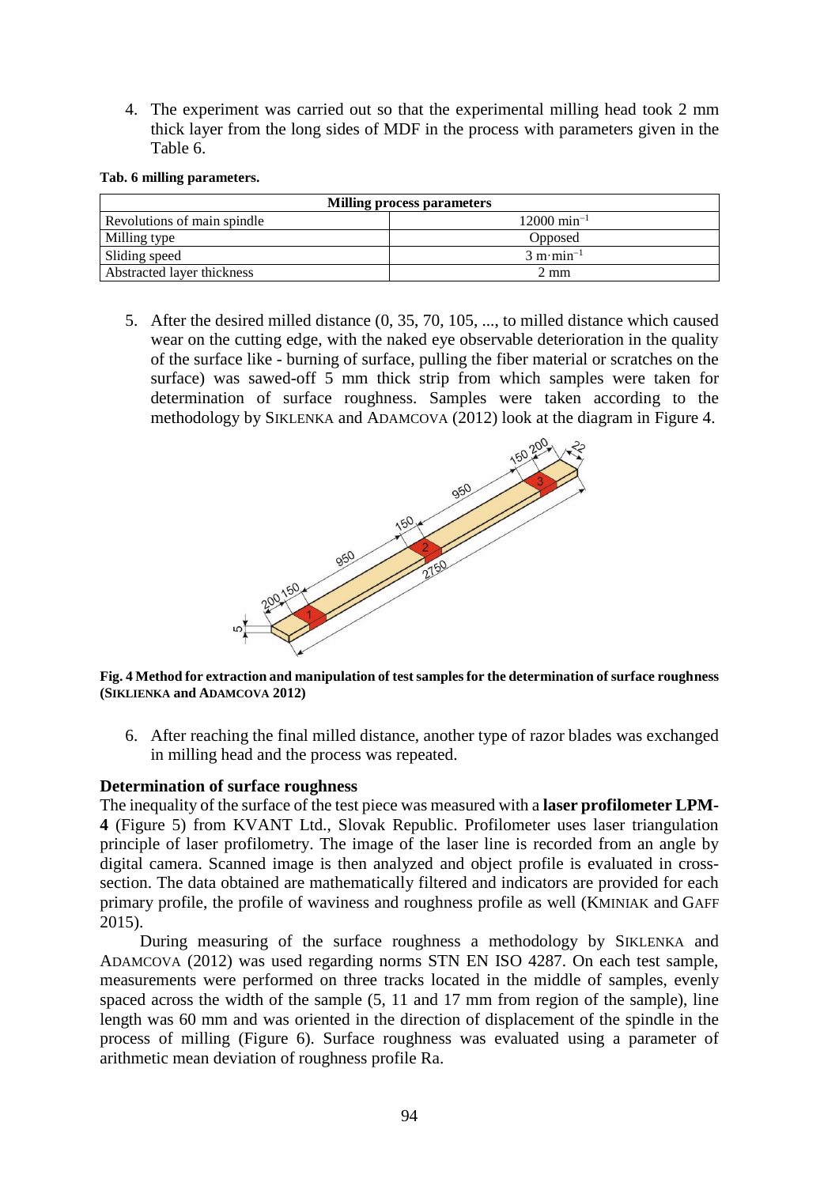4. The experiment was carried out so that the experimental milling head took 2 mm thick layer from the long sides of MDF in the process with parameters given in the Table 6.

**Tab. 6 milling parameters.**

| Milling process parameters | |
|---|---|
| Revolutions of main spindle | 12000 min$^{-1}$ |
| Milling type | Opposed |
| Sliding speed | 3 m·min$^{-1}$ |
| Abstracted layer thickness | 2 mm |

5. After the desired milled distance (0, 35, 70, 105, ..., to milled distance which caused wear on the cutting edge, with the naked eye observable deterioration in the quality of the surface like - burning of surface, pulling the fiber material or scratches on the surface) was sawed-off 5 mm thick strip from which samples were taken for determination of surface roughness. Samples were taken according to the methodology by SIKLENKA and ADAMCOVA (2012) look at the diagram in Figure 4.

**Fig. 4 Method for extraction and manipulation of test samples for the determination of surface roughness (SIKLIENKA and ADAMCOVA 2012)**

6. After reaching the final milled distance, another type of razor blades was exchanged in milling head and the process was repeated.

### Determination of surface roughness

The inequality of the surface of the test piece was measured with a **laser profilometer LPM-4** (Figure 5) from KVANT Ltd., Slovak Republic. Profilometer uses laser triangulation principle of laser profilometry. The image of the laser line is recorded from an angle by digital camera. Scanned image is then analyzed and object profile is evaluated in cross-section. The data obtained are mathematically filtered and indicators are provided for each primary profile, the profile of waviness and roughness profile as well (KMINIAK and GAFF 2015).

During measuring of the surface roughness a methodology by SIKLENKA and ADAMCOVA (2012) was used regarding norms STN EN ISO 4287. On each test sample, measurements were performed on three tracks located in the middle of samples, evenly spaced across the width of the sample (5, 11 and 17 mm from region of the sample), line length was 60 mm and was oriented in the direction of displacement of the spindle in the process of milling (Figure 6). Surface roughness was evaluated using a parameter of arithmetic mean deviation of roughness profile Ra.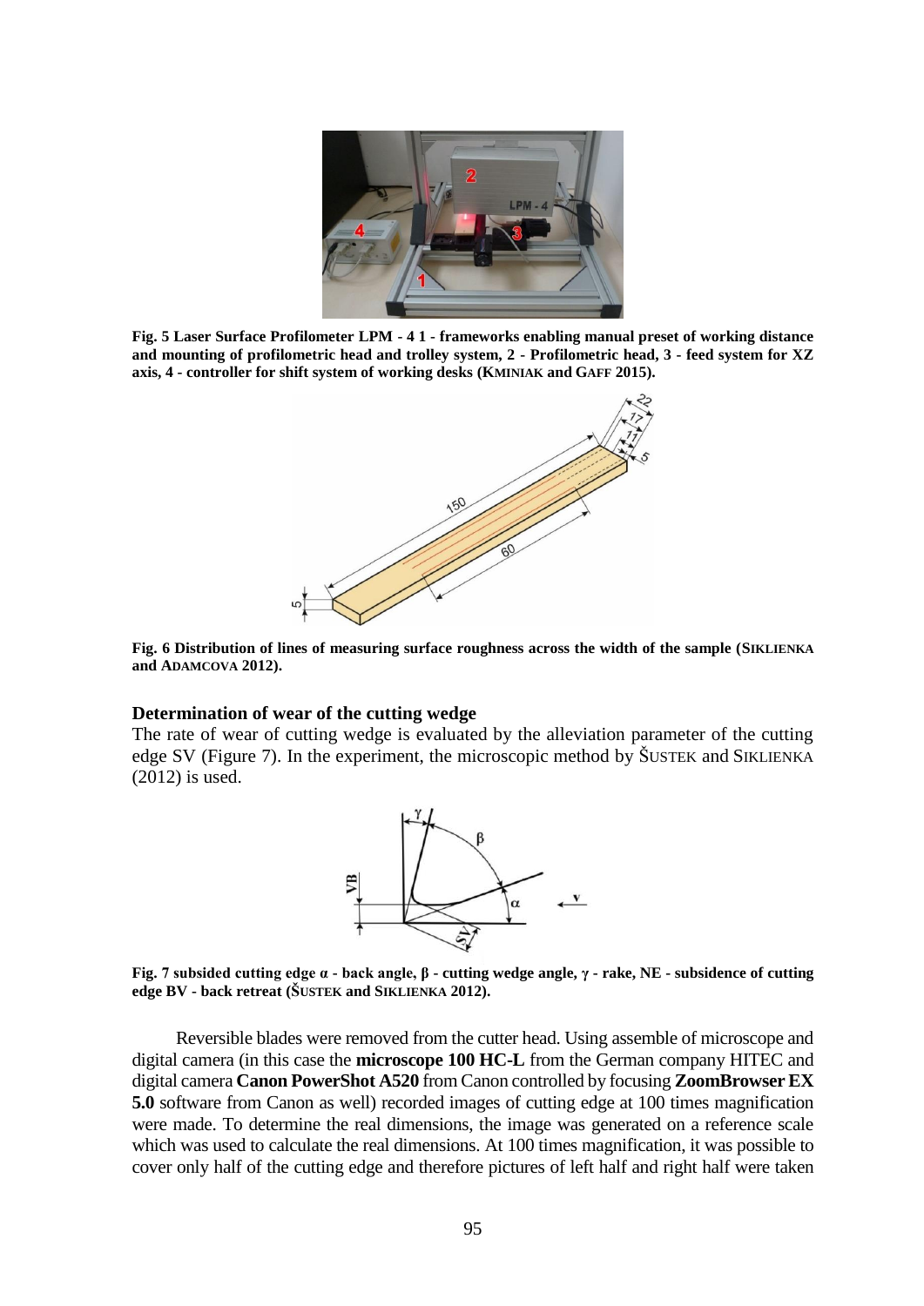**Fig. 5 Laser Surface Profilometer LPM - 4 1 - frameworks enabling manual preset of working distance and mounting of profilometric head and trolley system, 2 - Profilometric head, 3 - feed system for XZ axis, 4 - controller for shift system of working desks (KMINIAK and GAFF 2015).**

**Fig. 6 Distribution of lines of measuring surface roughness across the width of the sample (SIKLIENKA and ADAMCOVA 2012).**

### Determination of wear of the cutting wedge

The rate of wear of cutting wedge is evaluated by the alleviation parameter of the cutting edge SV (Figure 7). In the experiment, the microscopic method by ŠUSTEK and SIKLIENKA (2012) is used.

**Fig. 7 subsided cutting edge α - back angle, β - cutting wedge angle, γ - rake, NE - subsidence of cutting edge BV - back retreat (ŠUSTEK and SIKLIENKA 2012).**

Reversible blades were removed from the cutter head. Using assemble of microscope and digital camera (in this case the **microscope 100 HC-L** from the German company HITEC and digital camera **Canon PowerShot A520** from Canon controlled by focusing **ZoomBrowser EX 5.0** software from Canon as well) recorded images of cutting edge at 100 times magnification were made. To determine the real dimensions, the image was generated on a reference scale which was used to calculate the real dimensions. At 100 times magnification, it was possible to cover only half of the cutting edge and therefore pictures of left half and right half were taken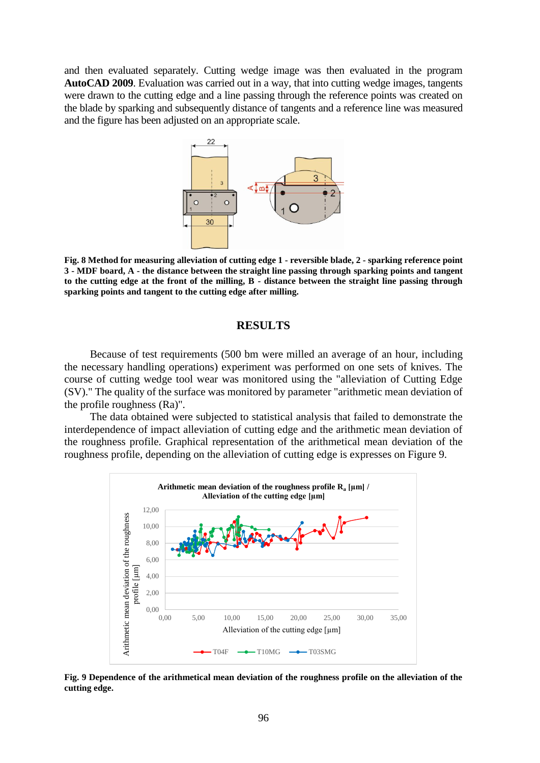and then evaluated separately. Cutting wedge image was then evaluated in the program **AutoCAD 2009**. Evaluation was carried out in a way, that into cutting wedge images, tangents were drawn to the cutting edge and a line passing through the reference points was created on the blade by sparking and subsequently distance of tangents and a reference line was measured and the figure has been adjusted on an appropriate scale.

**Fig. 8 Method for measuring alleviation of cutting edge 1 - reversible blade, 2 - sparking reference point 3 - MDF board, A - the distance between the straight line passing through sparking points and tangent to the cutting edge at the front of the milling, B - distance between the straight line passing through sparking points and tangent to the cutting edge after milling.**

## RESULTS

Because of test requirements (500 bm were milled an average of an hour, including the necessary handling operations) experiment was performed on one sets of knives. The course of cutting wedge tool wear was monitored using the "alleviation of Cutting Edge (SV)." The quality of the surface was monitored by parameter "arithmetic mean deviation of the profile roughness (Ra)".

The data obtained were subjected to statistical analysis that failed to demonstrate the interdependence of impact alleviation of cutting edge and the arithmetic mean deviation of the roughness profile. Graphical representation of the arithmetical mean deviation of the roughness profile, depending on the alleviation of cutting edge is expresses on Figure 9.

**Fig. 9 Dependence of the arithmetical mean deviation of the roughness profile on the alleviation of the cutting edge.**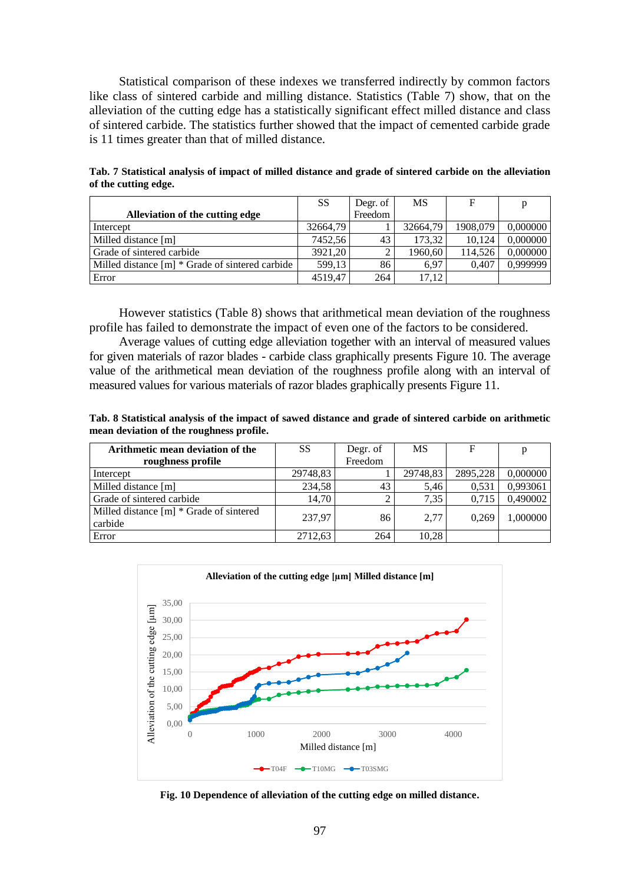Statistical comparison of these indexes we transferred indirectly by common factors like class of sintered carbide and milling distance. Statistics (Table 7) show, that on the alleviation of the cutting edge has a statistically significant effect milled distance and class of sintered carbide. The statistics further showed that the impact of cemented carbide grade is 11 times greater than that of milled distance.

**Tab. 7 Statistical analysis of impact of milled distance and grade of sintered carbide on the alleviation of the cutting edge.**

| Alleviation of the cutting edge | SS | Degr. of Freedom | MS | F | p |
|---|---|---|---|---|---|
| Intercept | 32664,79 | 1 | 32664,79 | 1908,079 | 0,000000 |
| Milled distance [m] | 7452,56 | 43 | 173,32 | 10,124 | 0,000000 |
| Grade of sintered carbide | 3921,20 | 2 | 1960,60 | 114,526 | 0,000000 |
| Milled distance [m] * Grade of sintered carbide | 599,13 | 86 | 6,97 | 0,407 | 0,999999 |
| Error | 4519,47 | 264 | 17,12 | | |

However statistics (Table 8) shows that arithmetical mean deviation of the roughness profile has failed to demonstrate the impact of even one of the factors to be considered.

Average values of cutting edge alleviation together with an interval of measured values for given materials of razor blades - carbide class graphically presents Figure 10. The average value of the arithmetical mean deviation of the roughness profile along with an interval of measured values for various materials of razor blades graphically presents Figure 11.

**Tab. 8 Statistical analysis of the impact of sawed distance and grade of sintered carbide on arithmetic mean deviation of the roughness profile.**

| Arithmetic mean deviation of the roughness profile | SS | Degr. of Freedom | MS | F | p |
|---|---|---|---|---|---|
| Intercept | 29748,83 | 1 | 29748,83 | 2895,228 | 0,000000 |
| Milled distance [m] | 234,58 | 43 | 5,46 | 0,531 | 0,993061 |
| Grade of sintered carbide | 14,70 | 2 | 7,35 | 0,715 | 0,490002 |
| Milled distance [m] * Grade of sintered carbide | 237,97 | 86 | 2,77 | 0,269 | 1,000000 |
| Error | 2712,63 | 264 | 10,28 | | |

**Fig. 10 Dependence of alleviation of the cutting edge on milled distance.**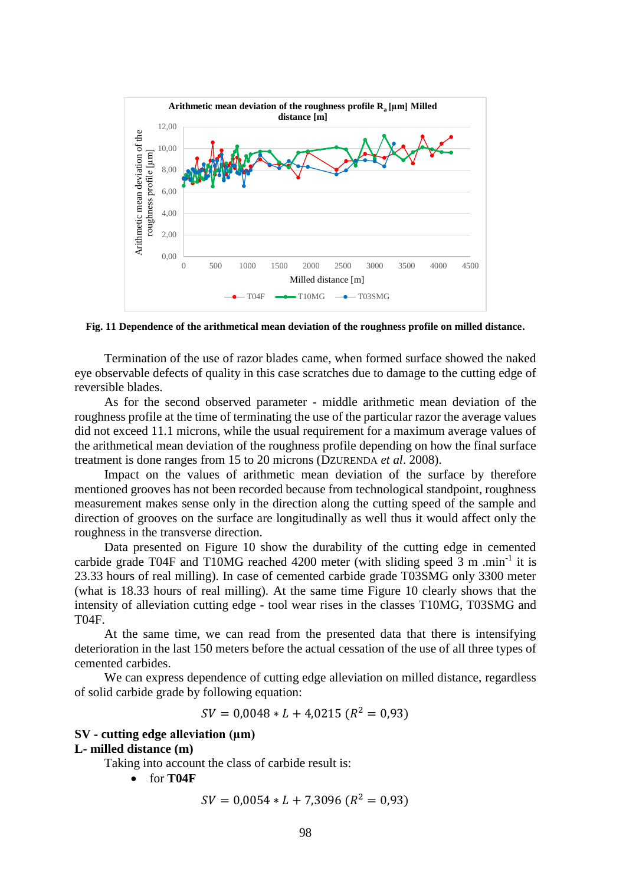**Fig. 11 Dependence of the arithmetical mean deviation of the roughness profile on milled distance.**

Termination of the use of razor blades came, when formed surface showed the naked eye observable defects of quality in this case scratches due to damage to the cutting edge of reversible blades.

As for the second observed parameter - middle arithmetic mean deviation of the roughness profile at the time of terminating the use of the particular razor the average values did not exceed 11.1 microns, while the usual requirement for a maximum average values of the arithmetical mean deviation of the roughness profile depending on how the final surface treatment is done ranges from 15 to 20 microns (DZURENDA *et al*. 2008).

Impact on the values of arithmetic mean deviation of the surface by therefore mentioned grooves has not been recorded because from technological standpoint, roughness measurement makes sense only in the direction along the cutting speed of the sample and direction of grooves on the surface are longitudinally as well thus it would affect only the roughness in the transverse direction.

Data presented on Figure 10 show the durability of the cutting edge in cemented carbide grade T04F and T10MG reached 4200 meter (with sliding speed 3 m .min$^{-1}$ it is 23.33 hours of real milling). In case of cemented carbide grade T03SMG only 3300 meter (what is 18.33 hours of real milling). At the same time Figure 10 clearly shows that the intensity of alleviation cutting edge - tool wear rises in the classes T10MG, T03SMG and T04F.

At the same time, we can read from the presented data that there is intensifying deterioration in the last 150 meters before the actual cessation of the use of all three types of cemented carbides.

We can express dependence of cutting edge alleviation on milled distance, regardless of solid carbide grade by following equation:

$$SV = 0{,}0048 * L + 4{,}0215 \ (R^2 = 0{,}93)$$

**SV - cutting edge alleviation (μm)**
**L- milled distance (m)**

Taking into account the class of carbide result is:

- for **T04F**

$$SV = 0{,}0054 * L + 7{,}3096 \ (R^2 = 0{,}93)$$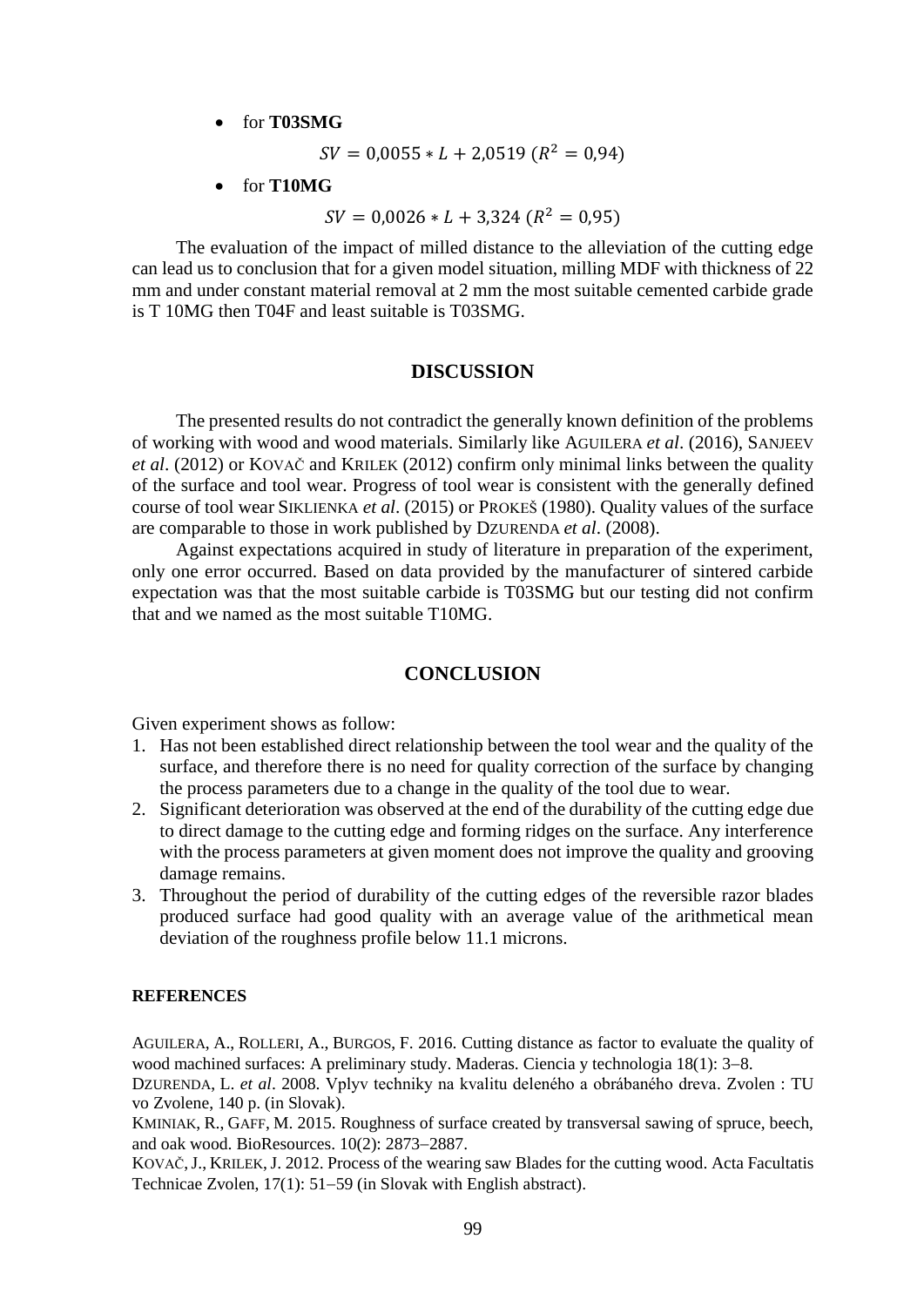- for **T03SMG**

$$SV = 0{,}0055 * L + 2{,}0519 \; (R^2 = 0{,}94)$$

- for **T10MG**

$$SV = 0{,}0026 * L + 3{,}324 \; (R^2 = 0{,}95)$$

The evaluation of the impact of milled distance to the alleviation of the cutting edge can lead us to conclusion that for a given model situation, milling MDF with thickness of 22 mm and under constant material removal at 2 mm the most suitable cemented carbide grade is T 10MG then T04F and least suitable is T03SMG.

## DISCUSSION

The presented results do not contradict the generally known definition of the problems of working with wood and wood materials. Similarly like AGUILERA *et al*. (2016), SANJEEV *et al*. (2012) or KOVAČ and KRILEK (2012) confirm only minimal links between the quality of the surface and tool wear. Progress of tool wear is consistent with the generally defined course of tool wear SIKLIENKA *et al*. (2015) or PROKEŠ (1980). Quality values of the surface are comparable to those in work published by DZURENDA *et al*. (2008).

Against expectations acquired in study of literature in preparation of the experiment, only one error occurred. Based on data provided by the manufacturer of sintered carbide expectation was that the most suitable carbide is T03SMG but our testing did not confirm that and we named as the most suitable T10MG.

## CONCLUSION

Given experiment shows as follow:

1. Has not been established direct relationship between the tool wear and the quality of the surface, and therefore there is no need for quality correction of the surface by changing the process parameters due to a change in the quality of the tool due to wear.
2. Significant deterioration was observed at the end of the durability of the cutting edge due to direct damage to the cutting edge and forming ridges on the surface. Any interference with the process parameters at given moment does not improve the quality and grooving damage remains.
3. Throughout the period of durability of the cutting edges of the reversible razor blades produced surface had good quality with an average value of the arithmetical mean deviation of the roughness profile below 11.1 microns.

### REFERENCES

AGUILERA, A., ROLLERI, A., BURGOS, F. 2016. Cutting distance as factor to evaluate the quality of wood machined surfaces: A preliminary study. Maderas. Ciencia y technologia 18(1): 3–8.

DZURENDA, L. *et al*. 2008. Vplyv techniky na kvalitu deleného a obrábaného dreva. Zvolen : TU vo Zvolene, 140 p. (in Slovak).

KMINIAK, R., GAFF, M. 2015. Roughness of surface created by transversal sawing of spruce, beech, and oak wood. BioResources. 10(2): 2873–2887.

KOVAČ, J., KRILEK, J. 2012. Process of the wearing saw Blades for the cutting wood. Acta Facultatis Technicae Zvolen, 17(1): 51–59 (in Slovak with English abstract).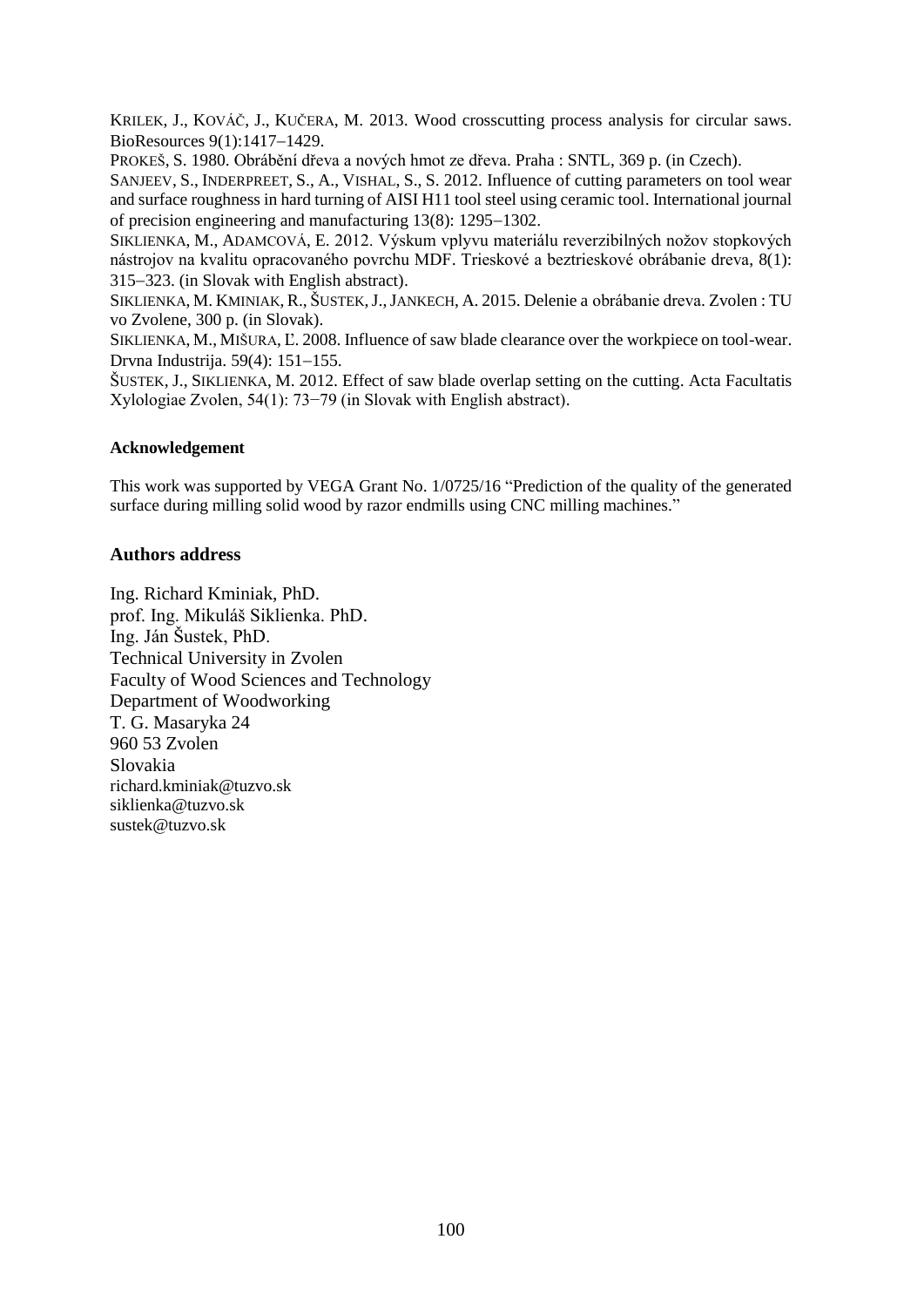KRILEK, J., KOVÁČ, J., KUČERA, M. 2013. Wood crosscutting process analysis for circular saws. BioResources 9(1):1417−1429.

PROKEŠ, S. 1980. Obrábění dřeva a nových hmot ze dřeva. Praha : SNTL, 369 p. (in Czech).

SANJEEV, S., INDERPREET, S., A., VISHAL, S., S. 2012. Influence of cutting parameters on tool wear and surface roughness in hard turning of AISI H11 tool steel using ceramic tool. International journal of precision engineering and manufacturing 13(8): 1295−1302.

SIKLIENKA, M., ADAMCOVÁ, E. 2012. Výskum vplyvu materiálu reverzibilných nožov stopkových nástrojov na kvalitu opracovaného povrchu MDF. Trieskové a beztrieskové obrábanie dreva, 8(1): 315−323. (in Slovak with English abstract).

SIKLIENKA, M. KMINIAK, R., ŠUSTEK, J., JANKECH, A. 2015. Delenie a obrábanie dreva. Zvolen : TU vo Zvolene, 300 p. (in Slovak).

SIKLIENKA, M., MIŠURA, Ľ. 2008. Influence of saw blade clearance over the workpiece on tool-wear. Drvna Industrija. 59(4): 151−155.

ŠUSTEK, J., SIKLIENKA, M. 2012. Effect of saw blade overlap setting on the cutting. Acta Facultatis Xylologiae Zvolen, 54(1): 73−79 (in Slovak with English abstract).

**Acknowledgement**

This work was supported by VEGA Grant No. 1/0725/16 "Prediction of the quality of the generated surface during milling solid wood by razor endmills using CNC milling machines."

## Authors address

Ing. Richard Kminiak, PhD.
prof. Ing. Mikuláš Siklienka. PhD.
Ing. Ján Šustek, PhD.
Technical University in Zvolen
Faculty of Wood Sciences and Technology
Department of Woodworking
T. G. Masaryka 24
960 53 Zvolen
Slovakia
richard.kminiak@tuzvo.sk
siklienka@tuzvo.sk
sustek@tuzvo.sk